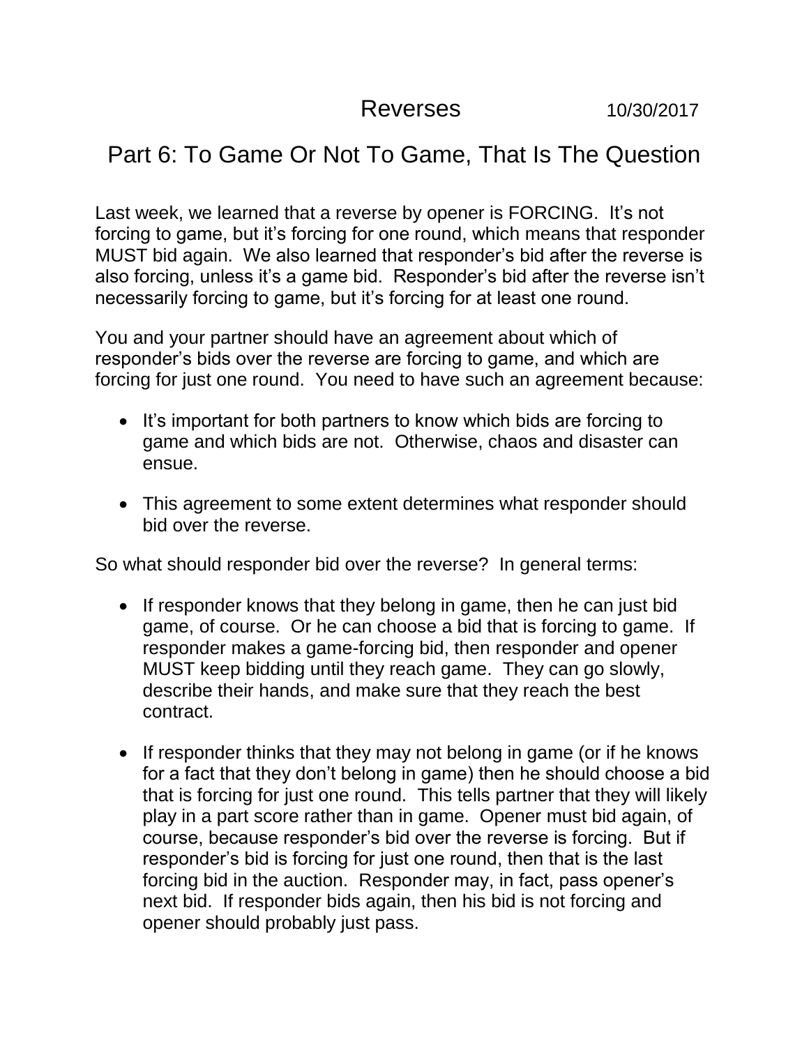# Reverses 10/30/2017

## Part 6: To Game Or Not To Game, That Is The Question

Last week, we learned that a reverse by opener is FORCING. It's not forcing to game, but it's forcing for one round, which means that responder MUST bid again. We also learned that responder's bid after the reverse is also forcing, unless it's a game bid. Responder's bid after the reverse isn't necessarily forcing to game, but it's forcing for at least one round.

You and your partner should have an agreement about which of responder's bids over the reverse are forcing to game, and which are forcing for just one round. You need to have such an agreement because:

- It's important for both partners to know which bids are forcing to game and which bids are not. Otherwise, chaos and disaster can ensue.
- This agreement to some extent determines what responder should bid over the reverse.

So what should responder bid over the reverse? In general terms:

- If responder knows that they belong in game, then he can just bid game, of course. Or he can choose a bid that is forcing to game. If responder makes a game-forcing bid, then responder and opener MUST keep bidding until they reach game. They can go slowly, describe their hands, and make sure that they reach the best contract.
- If responder thinks that they may not belong in game (or if he knows for a fact that they don't belong in game) then he should choose a bid that is forcing for just one round. This tells partner that they will likely play in a part score rather than in game. Opener must bid again, of course, because responder's bid over the reverse is forcing. But if responder's bid is forcing for just one round, then that is the last forcing bid in the auction. Responder may, in fact, pass opener's next bid. If responder bids again, then his bid is not forcing and opener should probably just pass.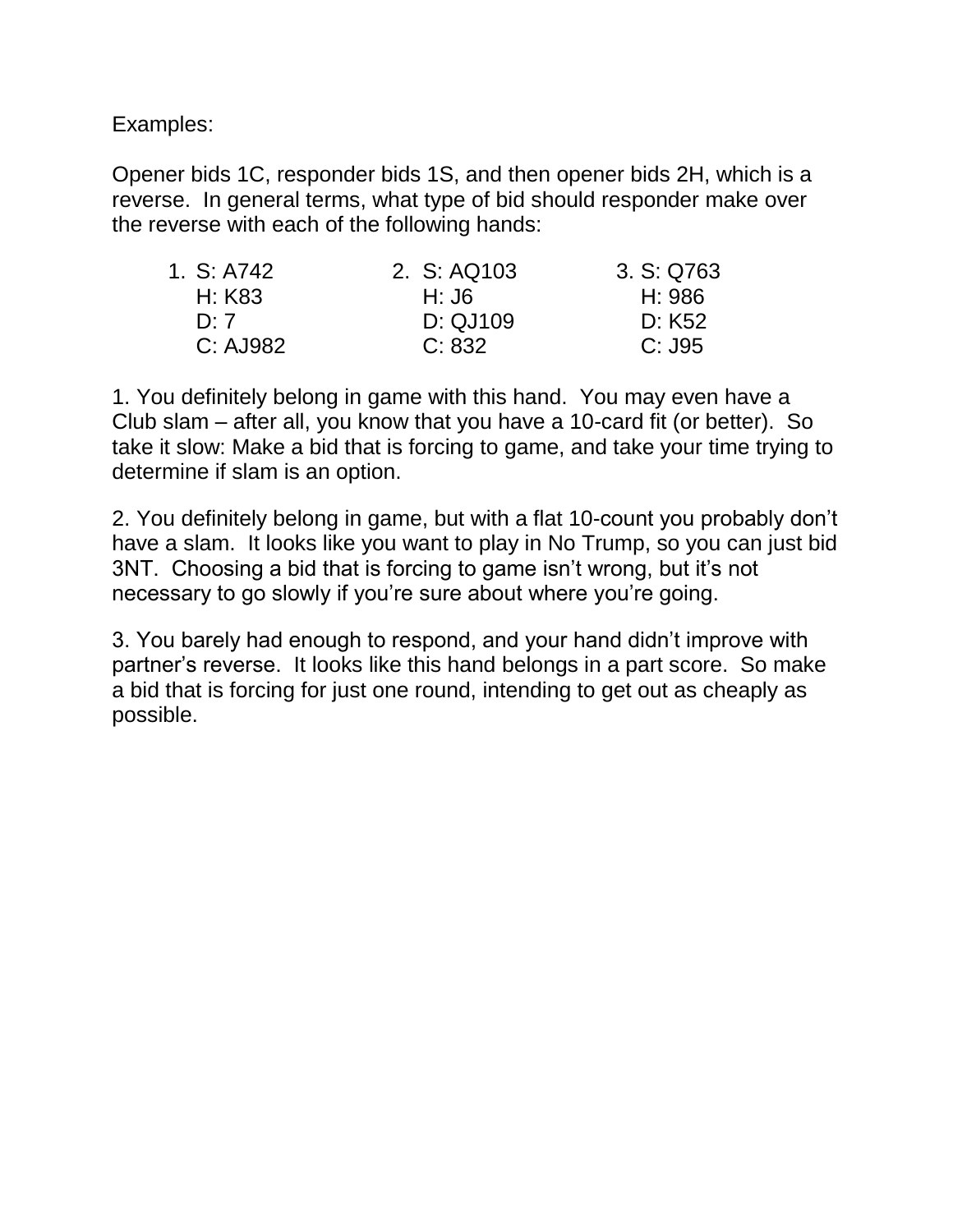Examples:

Opener bids 1C, responder bids 1S, and then opener bids 2H, which is a reverse. In general terms, what type of bid should responder make over the reverse with each of the following hands:

| | | |
|---|---|---|
| 1. S: A742 | 2. S: AQ103 | 3. S: Q763 |
| H: K83 | H: J6 | H: 986 |
| D: 7 | D: QJ109 | D: K52 |
| C: AJ982 | C: 832 | C: J95 |

1. You definitely belong in game with this hand. You may even have a Club slam – after all, you know that you have a 10-card fit (or better). So take it slow: Make a bid that is forcing to game, and take your time trying to determine if slam is an option.

2. You definitely belong in game, but with a flat 10-count you probably don't have a slam. It looks like you want to play in No Trump, so you can just bid 3NT. Choosing a bid that is forcing to game isn't wrong, but it's not necessary to go slowly if you're sure about where you're going.

3. You barely had enough to respond, and your hand didn't improve with partner's reverse. It looks like this hand belongs in a part score. So make a bid that is forcing for just one round, intending to get out as cheaply as possible.